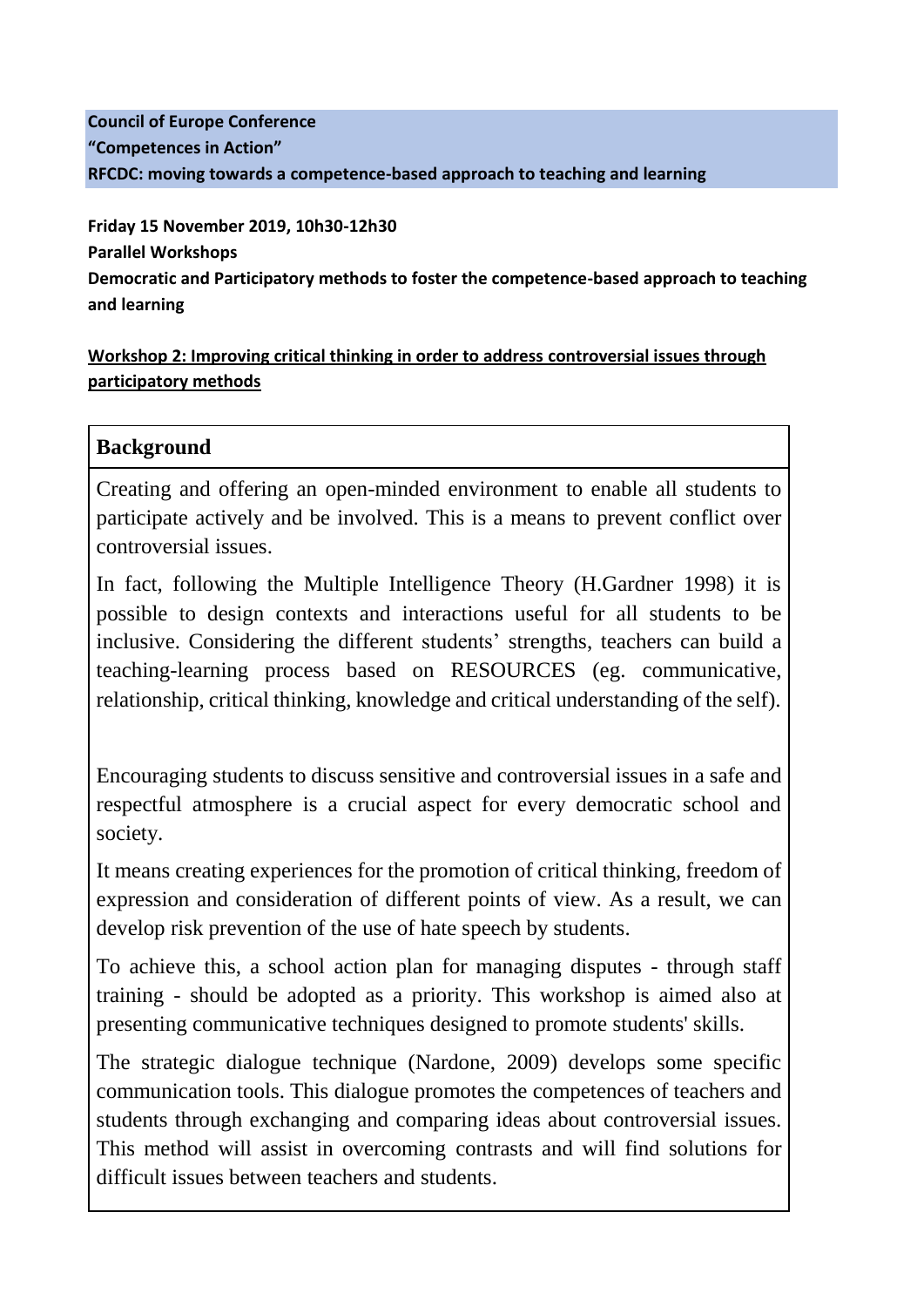**Council of Europe Conference**
**"Competences in Action"**
**RFCDC: moving towards a competence-based approach to teaching and learning**

**Friday 15 November 2019, 10h30-12h30**
**Parallel Workshops**
**Democratic and Participatory methods to foster the competence-based approach to teaching and learning**

**Workshop 2: Improving critical thinking in order to address controversial issues through participatory methods**

## Background

Creating and offering an open-minded environment to enable all students to participate actively and be involved. This is a means to prevent conflict over controversial issues.

In fact, following the Multiple Intelligence Theory (H.Gardner 1998) it is possible to design contexts and interactions useful for all students to be inclusive. Considering the different students' strengths, teachers can build a teaching-learning process based on RESOURCES (eg. communicative, relationship, critical thinking, knowledge and critical understanding of the self).

Encouraging students to discuss sensitive and controversial issues in a safe and respectful atmosphere is a crucial aspect for every democratic school and society.

It means creating experiences for the promotion of critical thinking, freedom of expression and consideration of different points of view. As a result, we can develop risk prevention of the use of hate speech by students.

To achieve this, a school action plan for managing disputes - through staff training - should be adopted as a priority. This workshop is aimed also at presenting communicative techniques designed to promote students' skills.

The strategic dialogue technique (Nardone, 2009) develops some specific communication tools. This dialogue promotes the competences of teachers and students through exchanging and comparing ideas about controversial issues. This method will assist in overcoming contrasts and will find solutions for difficult issues between teachers and students.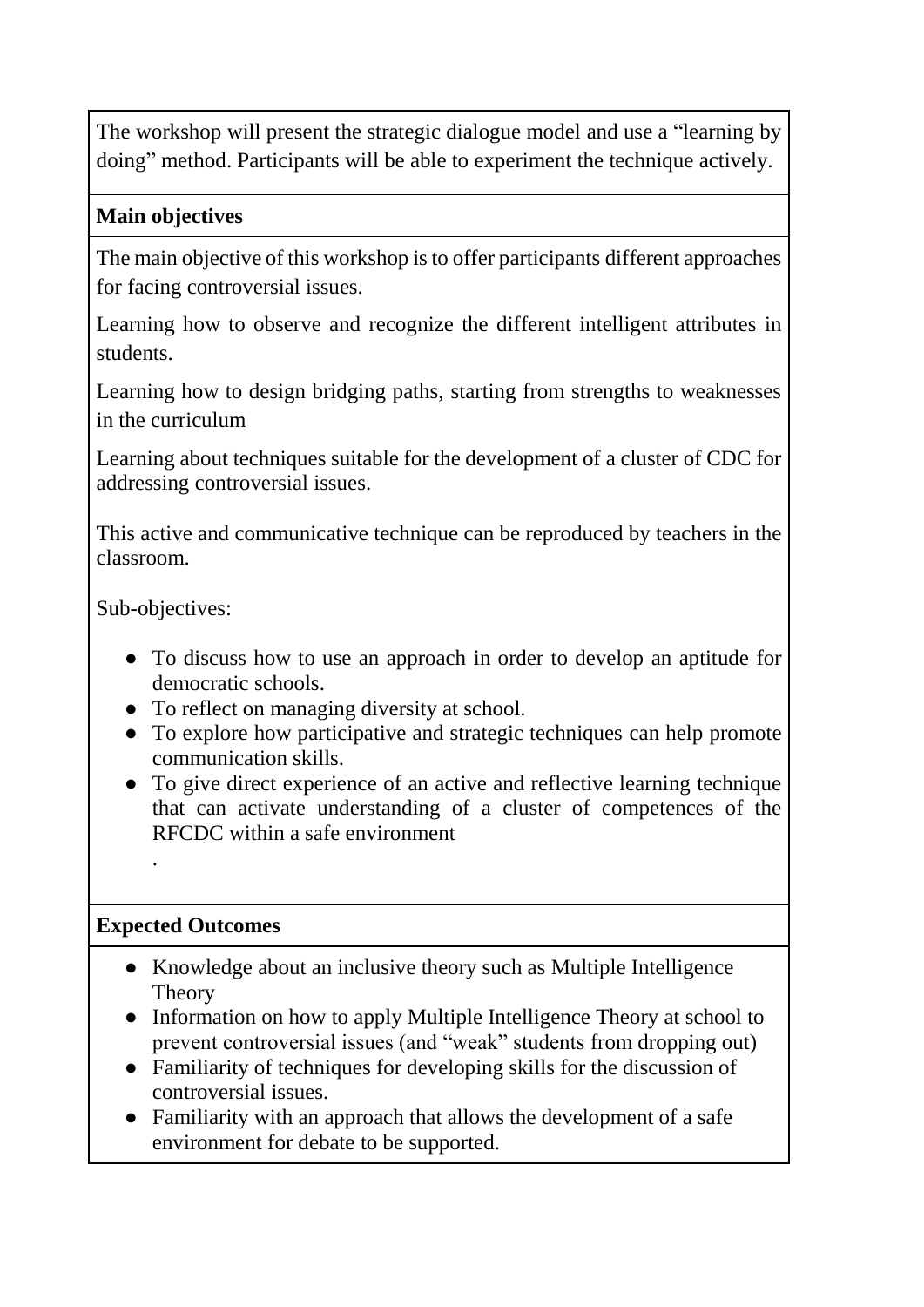The workshop will present the strategic dialogue model and use a "learning by doing" method. Participants will be able to experiment the technique actively.

**Main objectives**

The main objective of this workshop is to offer participants different approaches for facing controversial issues.

Learning how to observe and recognize the different intelligent attributes in students.

Learning how to design bridging paths, starting from strengths to weaknesses in the curriculum

Learning about techniques suitable for the development of a cluster of CDC for addressing controversial issues.

This active and communicative technique can be reproduced by teachers in the classroom.

Sub-objectives:

- To discuss how to use an approach in order to develop an aptitude for democratic schools.
- To reflect on managing diversity at school.
- To explore how participative and strategic techniques can help promote communication skills.
- To give direct experience of an active and reflective learning technique that can activate understanding of a cluster of competences of the RFCDC within a safe environment

  .

**Expected Outcomes**

- Knowledge about an inclusive theory such as Multiple Intelligence Theory
- Information on how to apply Multiple Intelligence Theory at school to prevent controversial issues (and "weak" students from dropping out)
- Familiarity of techniques for developing skills for the discussion of controversial issues.
- Familiarity with an approach that allows the development of a safe environment for debate to be supported.